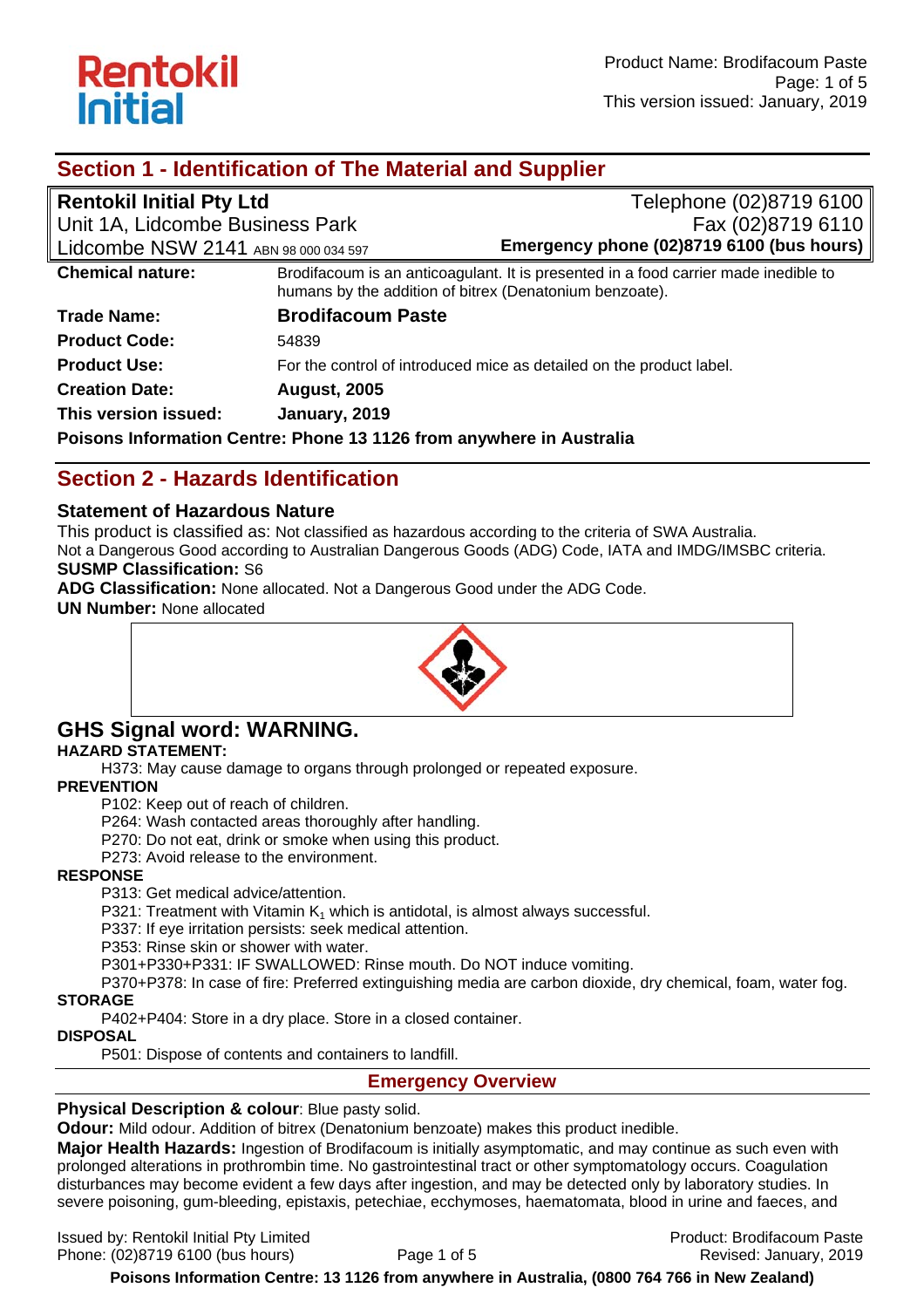## Section 1 - Identification of The Material and Supplier

**Rentokil Initial Pty Ltd**
Unit 1A, Lidcombe Business Park
Lidcombe NSW 2141 ABN 98 000 034 597

Telephone (02)8719 6100
Fax (02)8719 6110
**Emergency phone (02)8719 6100 (bus hours)**

| | |
|---|---|
| **Chemical nature:** | Brodifacoum is an anticoagulant. It is presented in a food carrier made inedible to humans by the addition of bitrex (Denatonium benzoate). |
| **Trade Name:** | **Brodifacoum Paste** |
| **Product Code:** | 54839 |
| **Product Use:** | For the control of introduced mice as detailed on the product label. |
| **Creation Date:** | **August, 2005** |
| **This version issued:** | **January, 2019** |

**Poisons Information Centre: Phone 13 1126 from anywhere in Australia**

## Section 2 - Hazards Identification

### Statement of Hazardous Nature

This product is classified as: Not classified as hazardous according to the criteria of SWA Australia.
Not a Dangerous Good according to Australian Dangerous Goods (ADG) Code, IATA and IMDG/IMSBC criteria.
**SUSMP Classification:** S6
**ADG Classification:** None allocated. Not a Dangerous Good under the ADG Code.
**UN Number:** None allocated

## GHS Signal word: WARNING.

**HAZARD STATEMENT:**

H373: May cause damage to organs through prolonged or repeated exposure.

**PREVENTION**

P102: Keep out of reach of children.
P264: Wash contacted areas thoroughly after handling.
P270: Do not eat, drink or smoke when using this product.
P273: Avoid release to the environment.

**RESPONSE**

P313: Get medical advice/attention.
P321: Treatment with Vitamin $K_1$ which is antidotal, is almost always successful.
P337: If eye irritation persists: seek medical attention.
P353: Rinse skin or shower with water.
P301+P330+P331: IF SWALLOWED: Rinse mouth. Do NOT induce vomiting.
P370+P378: In case of fire: Preferred extinguishing media are carbon dioxide, dry chemical, foam, water fog.

**STORAGE**

P402+P404: Store in a dry place. Store in a closed container.

**DISPOSAL**

P501: Dispose of contents and containers to landfill.

### Emergency Overview

**Physical Description & colour**: Blue pasty solid.
**Odour:** Mild odour. Addition of bitrex (Denatonium benzoate) makes this product inedible.
**Major Health Hazards:** Ingestion of Brodifacoum is initially asymptomatic, and may continue as such even with prolonged alterations in prothrombin time. No gastrointestinal tract or other symptomatology occurs. Coagulation disturbances may become evident a few days after ingestion, and may be detected only by laboratory studies. In severe poisoning, gum-bleeding, epistaxis, petechiae, ecchymoses, haematomata, blood in urine and faeces, and

**Poisons Information Centre: 13 1126 from anywhere in Australia, (0800 764 766 in New Zealand)**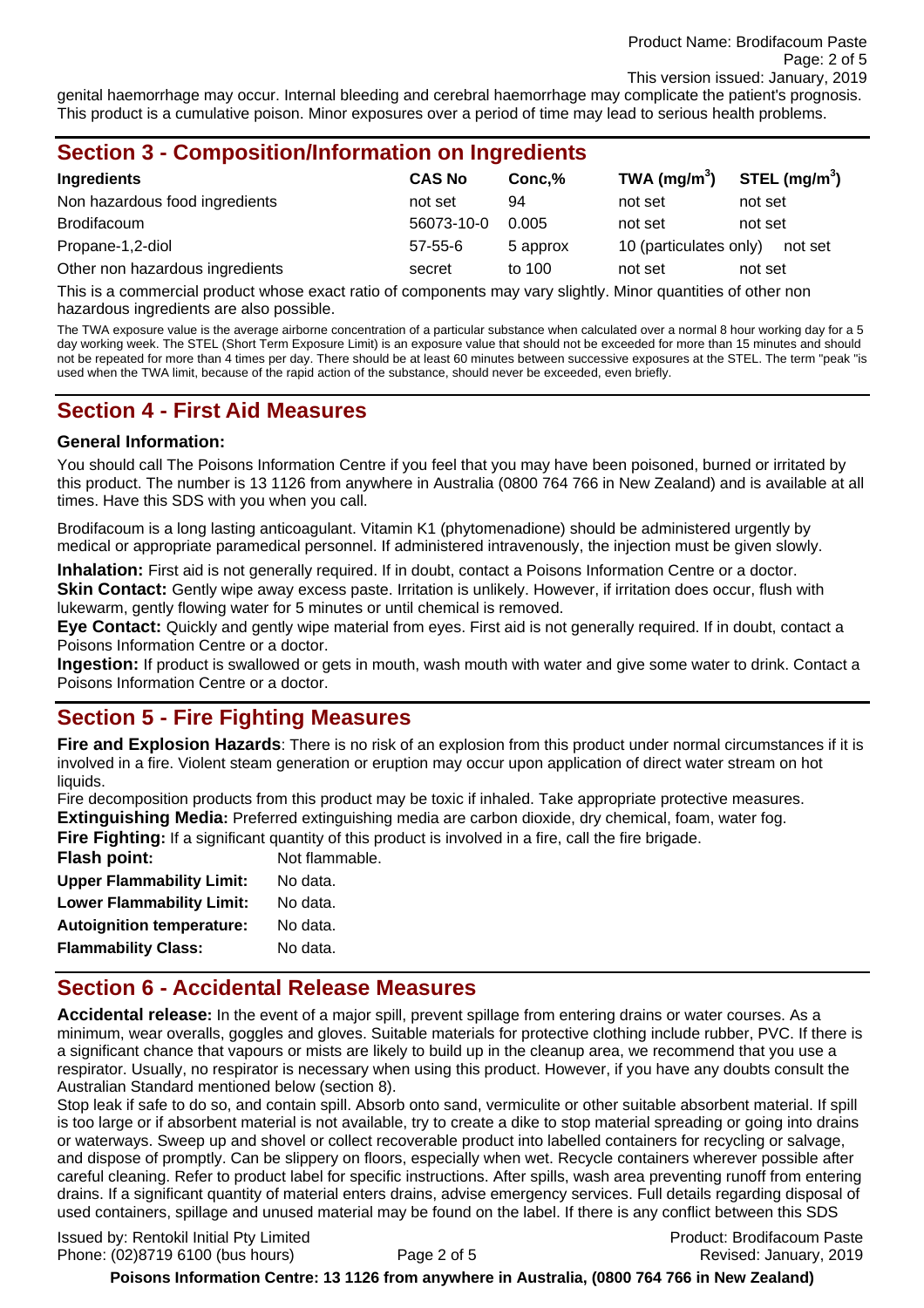genital haemorrhage may occur. Internal bleeding and cerebral haemorrhage may complicate the patient's prognosis. This product is a cumulative poison. Minor exposures over a period of time may lead to serious health problems.

## Section 3 - Composition/Information on Ingredients

| Ingredients | CAS No | Conc,% | TWA ($mg/m^3$) | STEL ($mg/m^3$) |
|---|---|---|---|---|
| Non hazardous food ingredients | not set | 94 | not set | not set |
| Brodifacoum | 56073-10-0 | 0.005 | not set | not set |
| Propane-1,2-diol | 57-55-6 | 5 approx | 10 (particulates only) | not set |
| Other non hazardous ingredients | secret | to 100 | not set | not set |

This is a commercial product whose exact ratio of components may vary slightly. Minor quantities of other non hazardous ingredients are also possible.

The TWA exposure value is the average airborne concentration of a particular substance when calculated over a normal 8 hour working day for a 5 day working week. The STEL (Short Term Exposure Limit) is an exposure value that should not be exceeded for more than 15 minutes and should not be repeated for more than 4 times per day. There should be at least 60 minutes between successive exposures at the STEL. The term "peak "is used when the TWA limit, because of the rapid action of the substance, should never be exceeded, even briefly.

## Section 4 - First Aid Measures

### General Information:

You should call The Poisons Information Centre if you feel that you may have been poisoned, burned or irritated by this product. The number is 13 1126 from anywhere in Australia (0800 764 766 in New Zealand) and is available at all times. Have this SDS with you when you call.

Brodifacoum is a long lasting anticoagulant. Vitamin K1 (phytomenadione) should be administered urgently by medical or appropriate paramedical personnel. If administered intravenously, the injection must be given slowly.

**Inhalation:** First aid is not generally required. If in doubt, contact a Poisons Information Centre or a doctor.
**Skin Contact:** Gently wipe away excess paste. Irritation is unlikely. However, if irritation does occur, flush with lukewarm, gently flowing water for 5 minutes or until chemical is removed.
**Eye Contact:** Quickly and gently wipe material from eyes. First aid is not generally required. If in doubt, contact a Poisons Information Centre or a doctor.
**Ingestion:** If product is swallowed or gets in mouth, wash mouth with water and give some water to drink. Contact a Poisons Information Centre or a doctor.

## Section 5 - Fire Fighting Measures

**Fire and Explosion Hazards**: There is no risk of an explosion from this product under normal circumstances if it is involved in a fire. Violent steam generation or eruption may occur upon application of direct water stream on hot liquids.
Fire decomposition products from this product may be toxic if inhaled. Take appropriate protective measures.
**Extinguishing Media:** Preferred extinguishing media are carbon dioxide, dry chemical, foam, water fog.
**Fire Fighting:** If a significant quantity of this product is involved in a fire, call the fire brigade.

| | |
|---|---|
| **Flash point:** | Not flammable. |
| **Upper Flammability Limit:** | No data. |
| **Lower Flammability Limit:** | No data. |
| **Autoignition temperature:** | No data. |
| **Flammability Class:** | No data. |

## Section 6 - Accidental Release Measures

**Accidental release:** In the event of a major spill, prevent spillage from entering drains or water courses. As a minimum, wear overalls, goggles and gloves. Suitable materials for protective clothing include rubber, PVC. If there is a significant chance that vapours or mists are likely to build up in the cleanup area, we recommend that you use a respirator. Usually, no respirator is necessary when using this product. However, if you have any doubts consult the Australian Standard mentioned below (section 8).
Stop leak if safe to do so, and contain spill. Absorb onto sand, vermiculite or other suitable absorbent material. If spill is too large or if absorbent material is not available, try to create a dike to stop material spreading or going into drains or waterways. Sweep up and shovel or collect recoverable product into labelled containers for recycling or salvage, and dispose of promptly. Can be slippery on floors, especially when wet. Recycle containers wherever possible after careful cleaning. Refer to product label for specific instructions. After spills, wash area preventing runoff from entering drains. If a significant quantity of material enters drains, advise emergency services. Full details regarding disposal of used containers, spillage and unused material may be found on the label. If there is any conflict between this SDS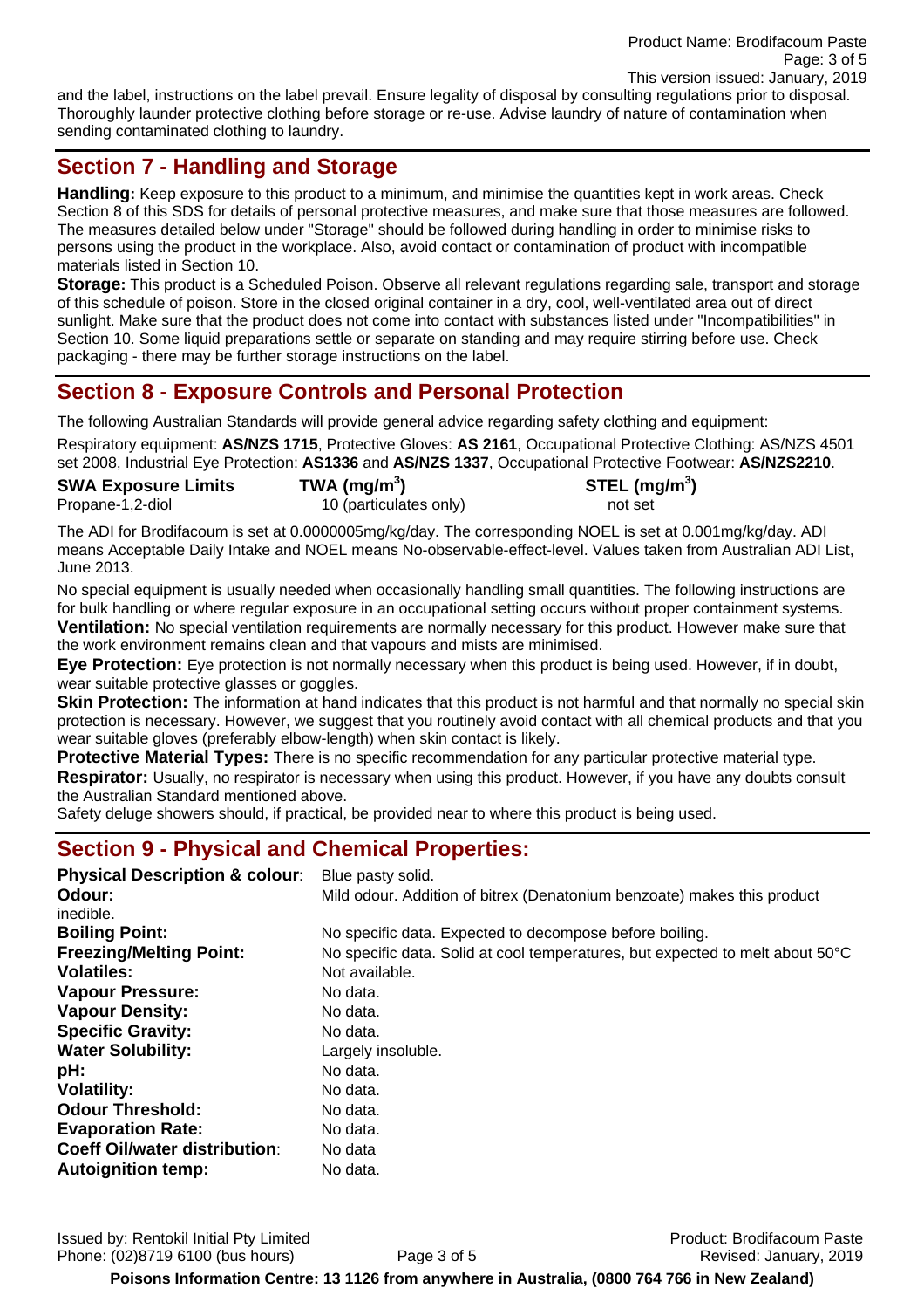and the label, instructions on the label prevail. Ensure legality of disposal by consulting regulations prior to disposal. Thoroughly launder protective clothing before storage or re-use. Advise laundry of nature of contamination when sending contaminated clothing to laundry.

## Section 7 - Handling and Storage

**Handling:** Keep exposure to this product to a minimum, and minimise the quantities kept in work areas. Check Section 8 of this SDS for details of personal protective measures, and make sure that those measures are followed. The measures detailed below under "Storage" should be followed during handling in order to minimise risks to persons using the product in the workplace. Also, avoid contact or contamination of product with incompatible materials listed in Section 10.

**Storage:** This product is a Scheduled Poison. Observe all relevant regulations regarding sale, transport and storage of this schedule of poison. Store in the closed original container in a dry, cool, well-ventilated area out of direct sunlight. Make sure that the product does not come into contact with substances listed under "Incompatibilities" in Section 10. Some liquid preparations settle or separate on standing and may require stirring before use. Check packaging - there may be further storage instructions on the label.

## Section 8 - Exposure Controls and Personal Protection

The following Australian Standards will provide general advice regarding safety clothing and equipment:

Respiratory equipment: **AS/NZS 1715**, Protective Gloves: **AS 2161**, Occupational Protective Clothing: AS/NZS 4501 set 2008, Industrial Eye Protection: **AS1336** and **AS/NZS 1337**, Occupational Protective Footwear: **AS/NZS2210**.

| SWA Exposure Limits | TWA ($mg/m^3$) | STEL ($mg/m^3$) |
|---|---|---|
| Propane-1,2-diol | 10 (particulates only) | not set |

The ADI for Brodifacoum is set at 0.0000005mg/kg/day. The corresponding NOEL is set at 0.001mg/kg/day. ADI means Acceptable Daily Intake and NOEL means No-observable-effect-level. Values taken from Australian ADI List, June 2013.

No special equipment is usually needed when occasionally handling small quantities. The following instructions are for bulk handling or where regular exposure in an occupational setting occurs without proper containment systems.

**Ventilation:** No special ventilation requirements are normally necessary for this product. However make sure that the work environment remains clean and that vapours and mists are minimised.

**Eye Protection:** Eye protection is not normally necessary when this product is being used. However, if in doubt, wear suitable protective glasses or goggles.

**Skin Protection:** The information at hand indicates that this product is not harmful and that normally no special skin protection is necessary. However, we suggest that you routinely avoid contact with all chemical products and that you wear suitable gloves (preferably elbow-length) when skin contact is likely.

**Protective Material Types:** There is no specific recommendation for any particular protective material type.

**Respirator:** Usually, no respirator is necessary when using this product. However, if you have any doubts consult the Australian Standard mentioned above.

Safety deluge showers should, if practical, be provided near to where this product is being used.

## Section 9 - Physical and Chemical Properties:

| | |
|---|---|
| **Physical Description & colour**: | Blue pasty solid. |
| **Odour:** | Mild odour. Addition of bitrex (Denatonium benzoate) makes this product inedible. |
| **Boiling Point:** | No specific data. Expected to decompose before boiling. |
| **Freezing/Melting Point:** | No specific data. Solid at cool temperatures, but expected to melt about 50°C |
| **Volatiles:** | Not available. |
| **Vapour Pressure:** | No data. |
| **Vapour Density:** | No data. |
| **Specific Gravity:** | No data. |
| **Water Solubility:** | Largely insoluble. |
| **pH:** | No data. |
| **Volatility:** | No data. |
| **Odour Threshold:** | No data. |
| **Evaporation Rate:** | No data. |
| **Coeff Oil/water distribution**: | No data |
| **Autoignition temp:** | No data. |

**Poisons Information Centre: 13 1126 from anywhere in Australia, (0800 764 766 in New Zealand)**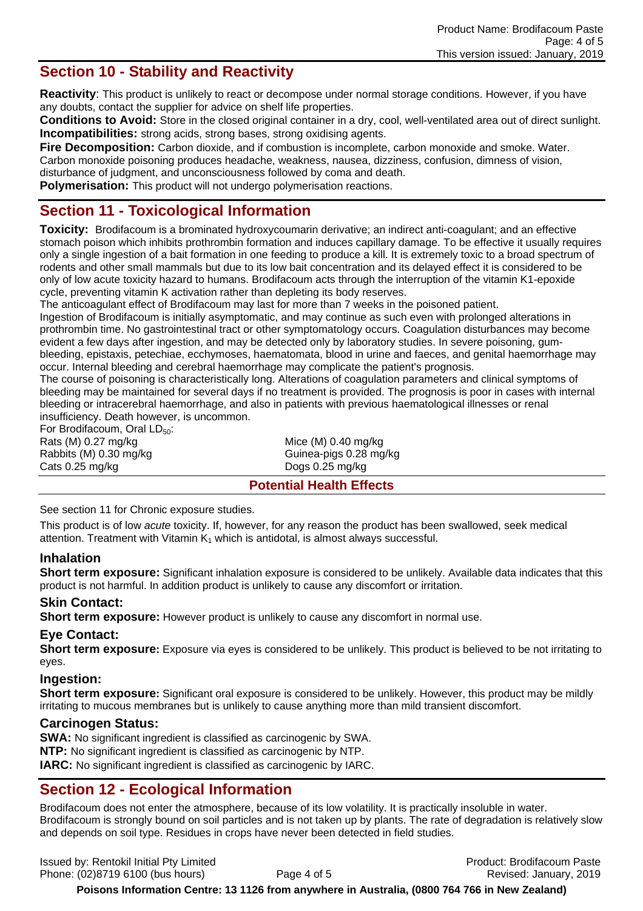## Section 10 - Stability and Reactivity

**Reactivity**: This product is unlikely to react or decompose under normal storage conditions. However, if you have any doubts, contact the supplier for advice on shelf life properties.
**Conditions to Avoid:** Store in the closed original container in a dry, cool, well-ventilated area out of direct sunlight.
**Incompatibilities:** strong acids, strong bases, strong oxidising agents.
**Fire Decomposition:** Carbon dioxide, and if combustion is incomplete, carbon monoxide and smoke. Water. Carbon monoxide poisoning produces headache, weakness, nausea, dizziness, confusion, dimness of vision, disturbance of judgment, and unconsciousness followed by coma and death.
**Polymerisation:** This product will not undergo polymerisation reactions.

## Section 11 - Toxicological Information

**Toxicity:** Brodifacoum is a brominated hydroxycoumarin derivative; an indirect anti-coagulant; and an effective stomach poison which inhibits prothrombin formation and induces capillary damage. To be effective it usually requires only a single ingestion of a bait formation in one feeding to produce a kill. It is extremely toxic to a broad spectrum of rodents and other small mammals but due to its low bait concentration and its delayed effect it is considered to be only of low acute toxicity hazard to humans. Brodifacoum acts through the interruption of the vitamin K1-epoxide cycle, preventing vitamin K activation rather than depleting its body reserves.
The anticoagulant effect of Brodifacoum may last for more than 7 weeks in the poisoned patient.
Ingestion of Brodifacoum is initially asymptomatic, and may continue as such even with prolonged alterations in prothrombin time. No gastrointestinal tract or other symptomatology occurs. Coagulation disturbances may become evident a few days after ingestion, and may be detected only by laboratory studies. In severe poisoning, gum-bleeding, epistaxis, petechiae, ecchymoses, haematomata, blood in urine and faeces, and genital haemorrhage may occur. Internal bleeding and cerebral haemorrhage may complicate the patient's prognosis.
The course of poisoning is characteristically long. Alterations of coagulation parameters and clinical symptoms of bleeding may be maintained for several days if no treatment is provided. The prognosis is poor in cases with internal bleeding or intracerebral haemorrhage, and also in patients with previous haematological illnesses or renal insufficiency. Death however, is uncommon.
For Brodifacoum, Oral $LD_{50}$:

| | |
|---|---|
| Rats (M) 0.27 mg/kg | Mice (M) 0.40 mg/kg |
| Rabbits (M) 0.30 mg/kg | Guinea-pigs 0.28 mg/kg |
| Cats 0.25 mg/kg | Dogs 0.25 mg/kg |

### Potential Health Effects

See section 11 for Chronic exposure studies.

This product is of low *acute* toxicity. If, however, for any reason the product has been swallowed, seek medical attention. Treatment with Vitamin $K_1$ which is antidotal, is almost always successful.

### Inhalation

**Short term exposure:** Significant inhalation exposure is considered to be unlikely. Available data indicates that this product is not harmful. In addition product is unlikely to cause any discomfort or irritation.

### Skin Contact:

**Short term exposure:** However product is unlikely to cause any discomfort in normal use.

### Eye Contact:

**Short term exposure:** Exposure via eyes is considered to be unlikely. This product is believed to be not irritating to eyes.

### Ingestion:

**Short term exposure:** Significant oral exposure is considered to be unlikely. However, this product may be mildly irritating to mucous membranes but is unlikely to cause anything more than mild transient discomfort.

### Carcinogen Status:

**SWA:** No significant ingredient is classified as carcinogenic by SWA.
**NTP:** No significant ingredient is classified as carcinogenic by NTP.
**IARC:** No significant ingredient is classified as carcinogenic by IARC.

## Section 12 - Ecological Information

Brodifacoum does not enter the atmosphere, because of its low volatility. It is practically insoluble in water. Brodifacoum is strongly bound on soil particles and is not taken up by plants. The rate of degradation is relatively slow and depends on soil type. Residues in crops have never been detected in field studies.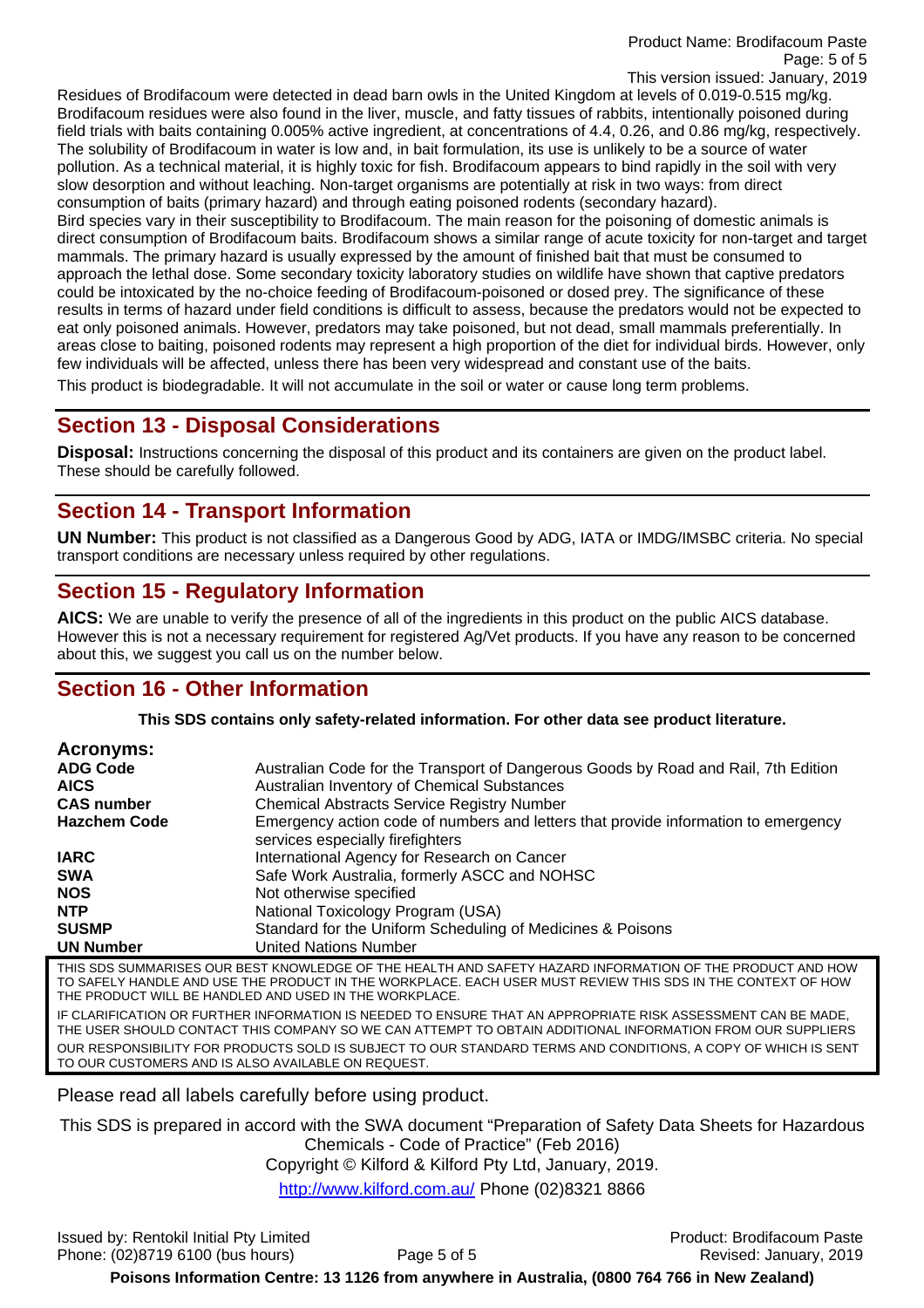Residues of Brodifacoum were detected in dead barn owls in the United Kingdom at levels of 0.019-0.515 mg/kg. Brodifacoum residues were also found in the liver, muscle, and fatty tissues of rabbits, intentionally poisoned during field trials with baits containing 0.005% active ingredient, at concentrations of 4.4, 0.26, and 0.86 mg/kg, respectively. The solubility of Brodifacoum in water is low and, in bait formulation, its use is unlikely to be a source of water pollution. As a technical material, it is highly toxic for fish. Brodifacoum appears to bind rapidly in the soil with very slow desorption and without leaching. Non-target organisms are potentially at risk in two ways: from direct consumption of baits (primary hazard) and through eating poisoned rodents (secondary hazard).
Bird species vary in their susceptibility to Brodifacoum. The main reason for the poisoning of domestic animals is direct consumption of Brodifacoum baits. Brodifacoum shows a similar range of acute toxicity for non-target and target mammals. The primary hazard is usually expressed by the amount of finished bait that must be consumed to approach the lethal dose. Some secondary toxicity laboratory studies on wildlife have shown that captive predators could be intoxicated by the no-choice feeding of Brodifacoum-poisoned or dosed prey. The significance of these results in terms of hazard under field conditions is difficult to assess, because the predators would not be expected to eat only poisoned animals. However, predators may take poisoned, but not dead, small mammals preferentially. In areas close to baiting, poisoned rodents may represent a high proportion of the diet for individual birds. However, only few individuals will be affected, unless there has been very widespread and constant use of the baits.

This product is biodegradable. It will not accumulate in the soil or water or cause long term problems.

## Section 13 - Disposal Considerations

**Disposal:** Instructions concerning the disposal of this product and its containers are given on the product label. These should be carefully followed.

## Section 14 - Transport Information

**UN Number:** This product is not classified as a Dangerous Good by ADG, IATA or IMDG/IMSBC criteria. No special transport conditions are necessary unless required by other regulations.

## Section 15 - Regulatory Information

**AICS:** We are unable to verify the presence of all of the ingredients in this product on the public AICS database. However this is not a necessary requirement for registered Ag/Vet products. If you have any reason to be concerned about this, we suggest you call us on the number below.

## Section 16 - Other Information

**This SDS contains only safety-related information. For other data see product literature.**

### Acronyms:

| | |
|---|---|
| **ADG Code** | Australian Code for the Transport of Dangerous Goods by Road and Rail, 7th Edition |
| **AICS** | Australian Inventory of Chemical Substances |
| **CAS number** | Chemical Abstracts Service Registry Number |
| **Hazchem Code** | Emergency action code of numbers and letters that provide information to emergency services especially firefighters |
| **IARC** | International Agency for Research on Cancer |
| **SWA** | Safe Work Australia, formerly ASCC and NOHSC |
| **NOS** | Not otherwise specified |
| **NTP** | National Toxicology Program (USA) |
| **SUSMP** | Standard for the Uniform Scheduling of Medicines & Poisons |
| **UN Number** | United Nations Number |

THIS SDS SUMMARISES OUR BEST KNOWLEDGE OF THE HEALTH AND SAFETY HAZARD INFORMATION OF THE PRODUCT AND HOW TO SAFELY HANDLE AND USE THE PRODUCT IN THE WORKPLACE. EACH USER MUST REVIEW THIS SDS IN THE CONTEXT OF HOW THE PRODUCT WILL BE HANDLED AND USED IN THE WORKPLACE.

IF CLARIFICATION OR FURTHER INFORMATION IS NEEDED TO ENSURE THAT AN APPROPRIATE RISK ASSESSMENT CAN BE MADE, THE USER SHOULD CONTACT THIS COMPANY SO WE CAN ATTEMPT TO OBTAIN ADDITIONAL INFORMATION FROM OUR SUPPLIERS

OUR RESPONSIBILITY FOR PRODUCTS SOLD IS SUBJECT TO OUR STANDARD TERMS AND CONDITIONS, A COPY OF WHICH IS SENT TO OUR CUSTOMERS AND IS ALSO AVAILABLE ON REQUEST.

Please read all labels carefully before using product.

This SDS is prepared in accord with the SWA document "Preparation of Safety Data Sheets for Hazardous Chemicals - Code of Practice" (Feb 2016)

Copyright © Kilford & Kilford Pty Ltd, January, 2019.

http://www.kilford.com.au/ Phone (02)8321 8866

Issued by: Rentokil Initial Pty Limited
Phone: (02)8719 6100 (bus hours)

**Poisons Information Centre: 13 1126 from anywhere in Australia, (0800 764 766 in New Zealand)**